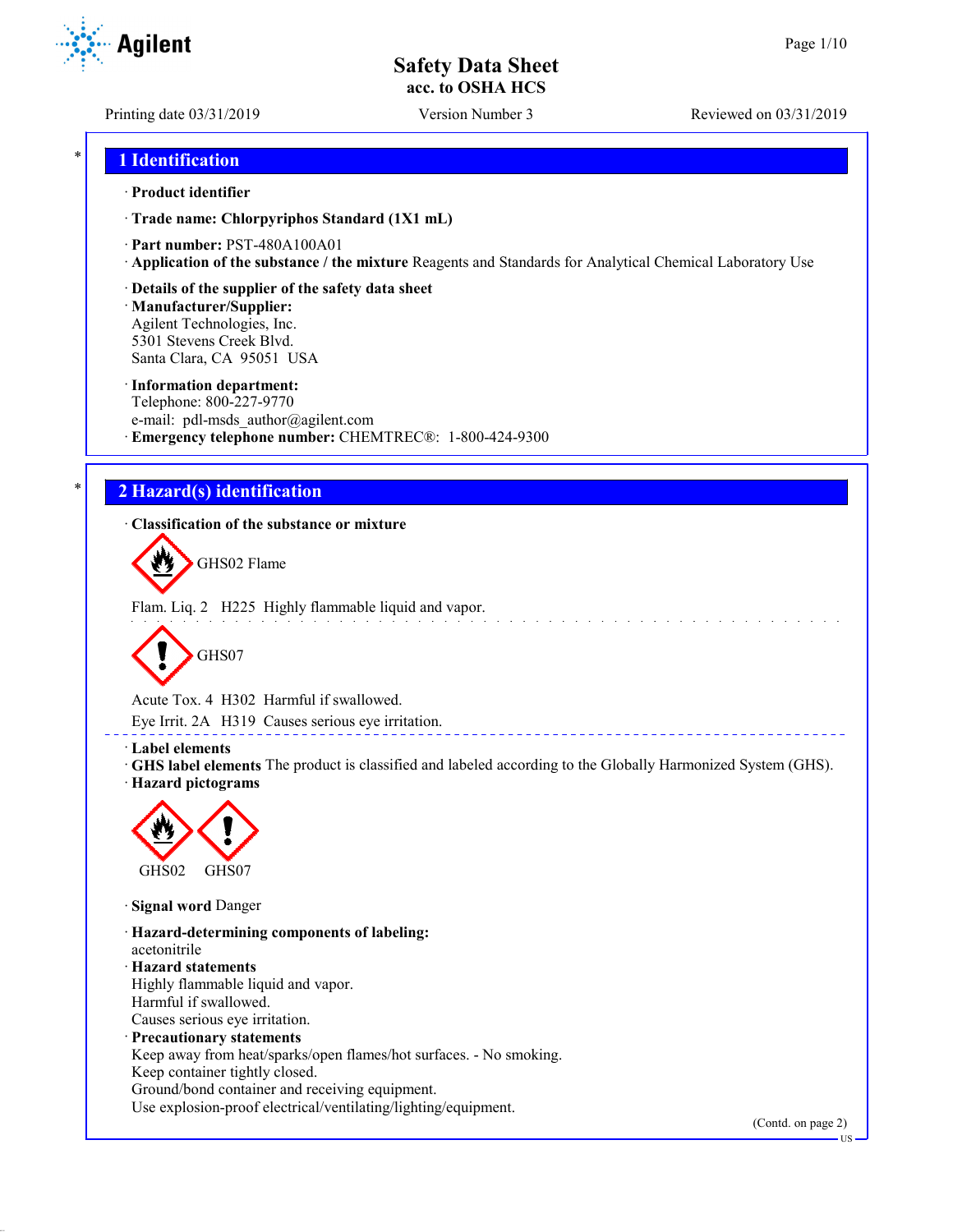# Safety Data Sheet
## acc. to OSHA HCS

Printing date 03/31/2019 Version Number 3 Reviewed on 03/31/2019

## 1 Identification

· **Product identifier**

· **Trade name: Chlorpyriphos Standard (1X1 mL)**

· **Part number:** PST-480A100A01

· **Application of the substance / the mixture** Reagents and Standards for Analytical Chemical Laboratory Use

· **Details of the supplier of the safety data sheet**

· **Manufacturer/Supplier:**
Agilent Technologies, Inc.
5301 Stevens Creek Blvd.
Santa Clara, CA 95051 USA

· **Information department:**
Telephone: 800-227-9770
e-mail: pdl-msds_author@agilent.com

· **Emergency telephone number:** CHEMTREC®: 1-800-424-9300

## 2 Hazard(s) identification

· **Classification of the substance or mixture**

GHS02 Flame

Flam. Liq. 2 H225 Highly flammable liquid and vapor.

GHS07

Acute Tox. 4 H302 Harmful if swallowed.

Eye Irrit. 2A H319 Causes serious eye irritation.

· **Label elements**

· **GHS label elements** The product is classified and labeled according to the Globally Harmonized System (GHS).

· **Hazard pictograms**

GHS02 GHS07

· **Signal word** Danger

· **Hazard-determining components of labeling:**
acetonitrile

· **Hazard statements**
Highly flammable liquid and vapor.
Harmful if swallowed.
Causes serious eye irritation.

· **Precautionary statements**
Keep away from heat/sparks/open flames/hot surfaces. - No smoking.
Keep container tightly closed.
Ground/bond container and receiving equipment.
Use explosion-proof electrical/ventilating/lighting/equipment.

(Contd. on page 2)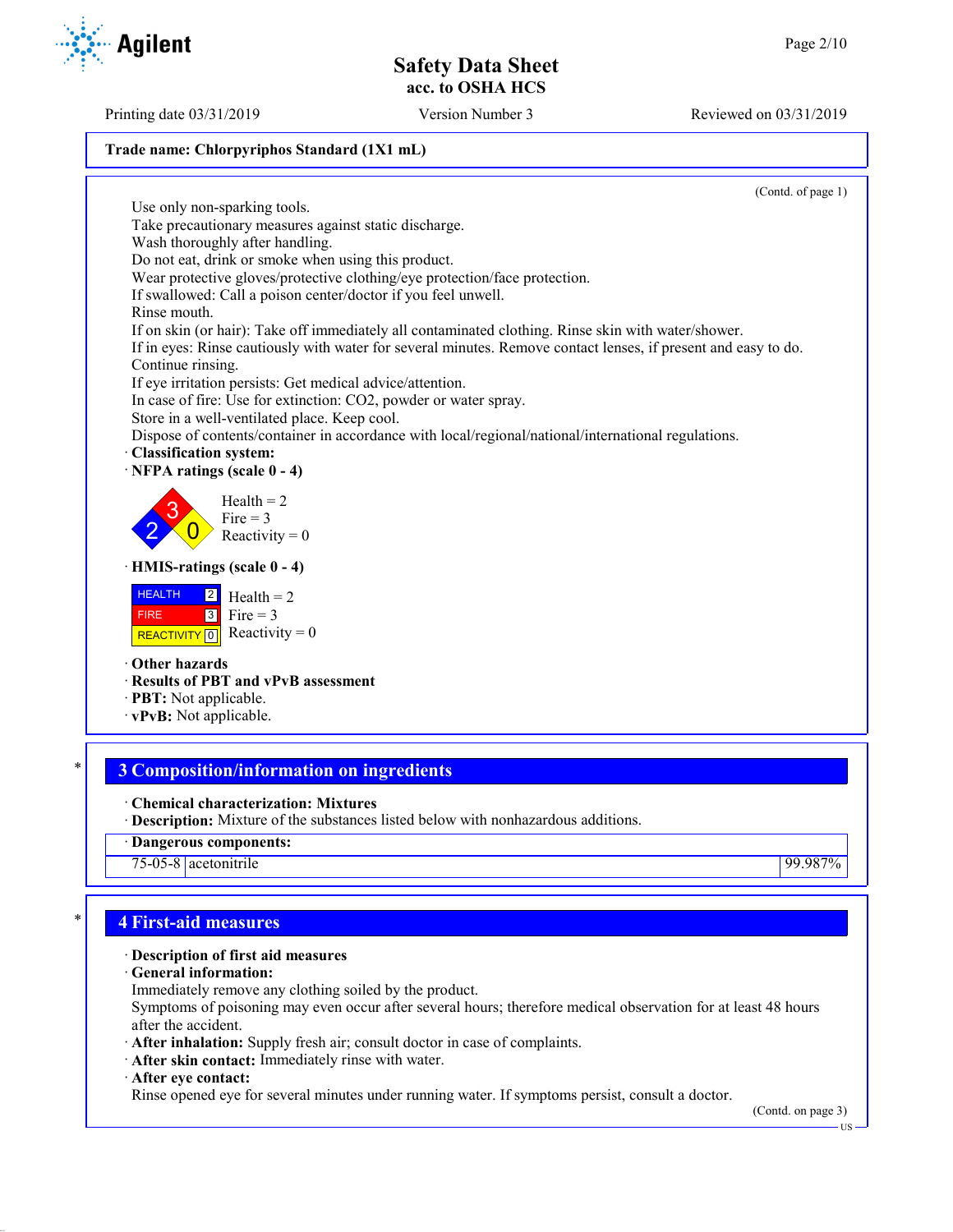**Trade name: Chlorpyriphos Standard (1X1 mL)**

(Contd. of page 1)

Use only non-sparking tools.
Take precautionary measures against static discharge.
Wash thoroughly after handling.
Do not eat, drink or smoke when using this product.
Wear protective gloves/protective clothing/eye protection/face protection.
If swallowed: Call a poison center/doctor if you feel unwell.
Rinse mouth.
If on skin (or hair): Take off immediately all contaminated clothing. Rinse skin with water/shower.
If in eyes: Rinse cautiously with water for several minutes. Remove contact lenses, if present and easy to do. Continue rinsing.
If eye irritation persists: Get medical advice/attention.
In case of fire: Use for extinction: CO2, powder or water spray.
Store in a well-ventilated place. Keep cool.
Dispose of contents/container in accordance with local/regional/national/international regulations.

· **Classification system:**
· **NFPA ratings (scale 0 - 4)**

Health = 2
Fire = 3
Reactivity = 0

· **HMIS-ratings (scale 0 - 4)**

| | | |
|---|---|---|
| HEALTH | 2 | Health = 2 |
| FIRE | 3 | Fire = 3 |
| REACTIVITY | 0 | Reactivity = 0 |

· **Other hazards**
· **Results of PBT and vPvB assessment**
· **PBT:** Not applicable.
· **vPvB:** Not applicable.

## 3 Composition/information on ingredients

· **Chemical characterization: Mixtures**
· **Description:** Mixture of the substances listed below with nonhazardous additions.

| · Dangerous components: | | |
|---|---|---|
| 75-05-8 | acetonitrile | 99.987% |

## 4 First-aid measures

· **Description of first aid measures**
· **General information:**
Immediately remove any clothing soiled by the product.
Symptoms of poisoning may even occur after several hours; therefore medical observation for at least 48 hours after the accident.
· **After inhalation:** Supply fresh air; consult doctor in case of complaints.
· **After skin contact:** Immediately rinse with water.
· **After eye contact:**
Rinse opened eye for several minutes under running water. If symptoms persist, consult a doctor.

(Contd. on page 3)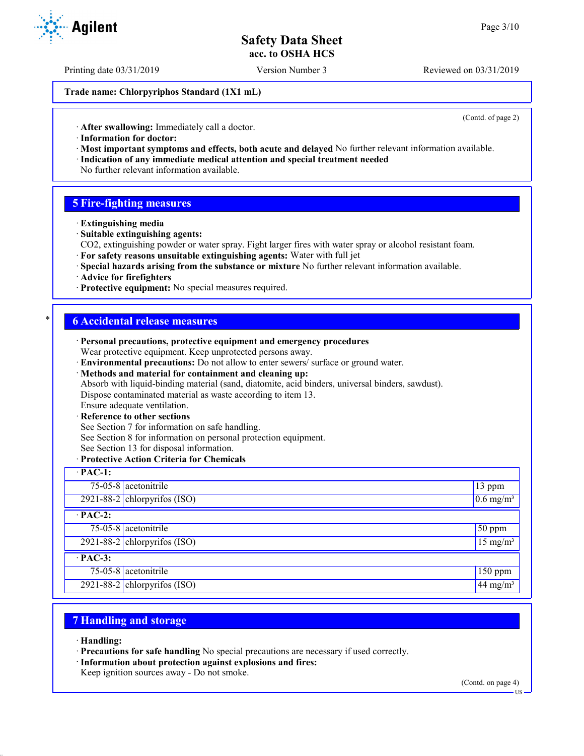Trade name: Chlorpyriphos Standard (1X1 mL)

(Contd. of page 2)

· **After swallowing:** Immediately call a doctor.
· **Information for doctor:**
· **Most important symptoms and effects, both acute and delayed** No further relevant information available.
· **Indication of any immediate medical attention and special treatment needed**
No further relevant information available.

## 5 Fire-fighting measures

· **Extinguishing media**
· **Suitable extinguishing agents:**
CO2, extinguishing powder or water spray. Fight larger fires with water spray or alcohol resistant foam.
· **For safety reasons unsuitable extinguishing agents:** Water with full jet
· **Special hazards arising from the substance or mixture** No further relevant information available.
· **Advice for firefighters**
· **Protective equipment:** No special measures required.

## * 6 Accidental release measures

· **Personal precautions, protective equipment and emergency procedures**
Wear protective equipment. Keep unprotected persons away.
· **Environmental precautions:** Do not allow to enter sewers/ surface or ground water.
· **Methods and material for containment and cleaning up:**
Absorb with liquid-binding material (sand, diatomite, acid binders, universal binders, sawdust).
Dispose contaminated material as waste according to item 13.
Ensure adequate ventilation.
· **Reference to other sections**
See Section 7 for information on safe handling.
See Section 8 for information on personal protection equipment.
See Section 13 for disposal information.
· **Protective Action Criteria for Chemicals**

| · **PAC-1:** | | |
|---|---|---|
| 75-05-8 | acetonitrile | 13 ppm |
| 2921-88-2 | chlorpyrifos (ISO) | 0.6 mg/m³ |
| · **PAC-2:** | | |
| 75-05-8 | acetonitrile | 50 ppm |
| 2921-88-2 | chlorpyrifos (ISO) | 15 mg/m³ |
| · **PAC-3:** | | |
| 75-05-8 | acetonitrile | 150 ppm |
| 2921-88-2 | chlorpyrifos (ISO) | 44 mg/m³ |

## 7 Handling and storage

· **Handling:**
· **Precautions for safe handling** No special precautions are necessary if used correctly.
· **Information about protection against explosions and fires:**
Keep ignition sources away - Do not smoke.

(Contd. on page 4)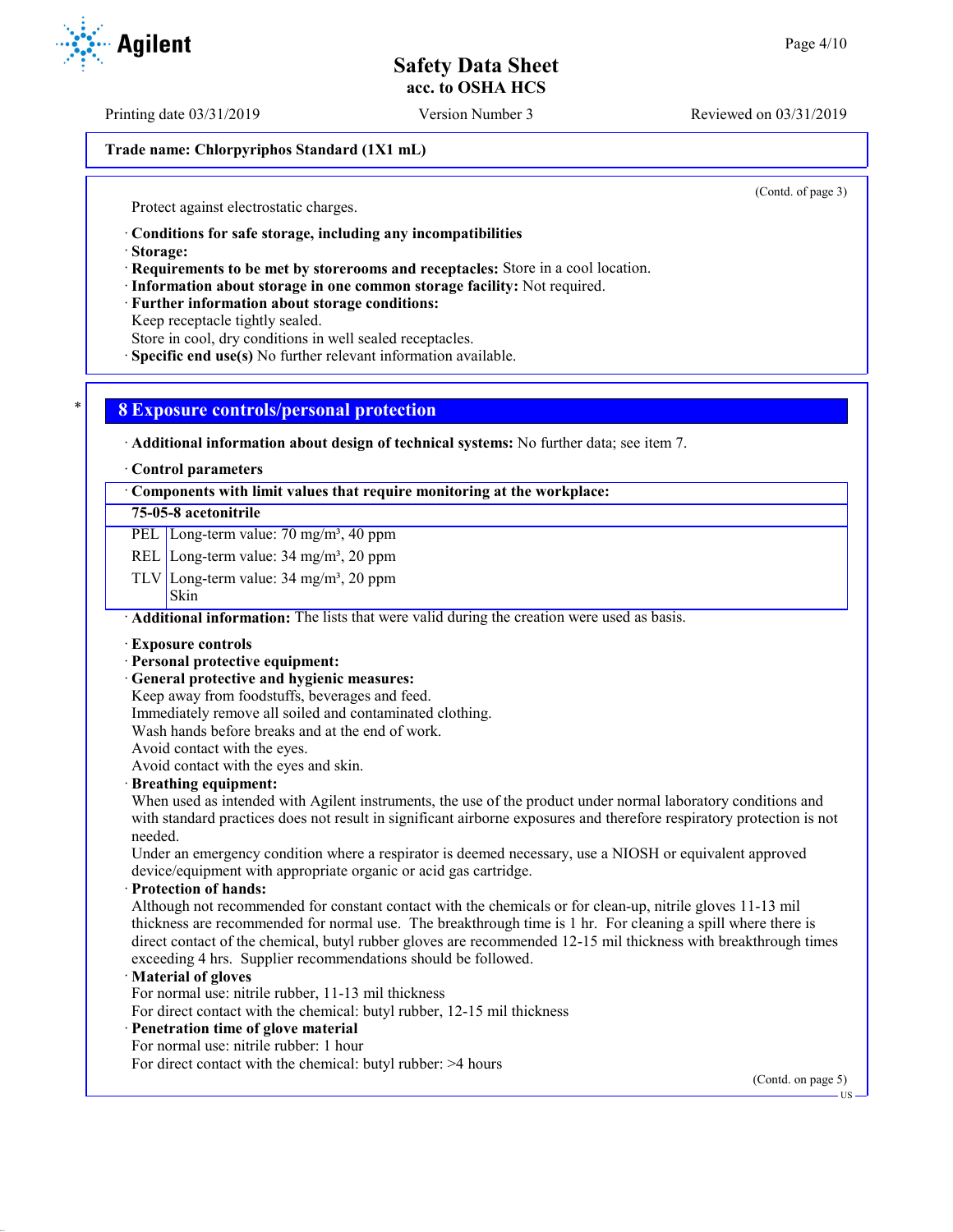**Trade name: Chlorpyriphos Standard (1X1 mL)**

(Contd. of page 3)

Protect against electrostatic charges.

· **Conditions for safe storage, including any incompatibilities**
· **Storage:**
· **Requirements to be met by storerooms and receptacles:** Store in a cool location.
· **Information about storage in one common storage facility:** Not required.
· **Further information about storage conditions:**
Keep receptacle tightly sealed.
Store in cool, dry conditions in well sealed receptacles.
· **Specific end use(s)** No further relevant information available.

## 8 Exposure controls/personal protection

· **Additional information about design of technical systems:** No further data; see item 7.

· **Control parameters**

| · Components with limit values that require monitoring at the workplace: | |
|---|---|
| **75-05-8 acetonitrile** | |
| PEL | Long-term value: 70 mg/m³, 40 ppm |
| REL | Long-term value: 34 mg/m³, 20 ppm |
| TLV | Long-term value: 34 mg/m³, 20 ppm<br>Skin |

· **Additional information:** The lists that were valid during the creation were used as basis.

· **Exposure controls**
· **Personal protective equipment:**
· **General protective and hygienic measures:**
Keep away from foodstuffs, beverages and feed.
Immediately remove all soiled and contaminated clothing.
Wash hands before breaks and at the end of work.
Avoid contact with the eyes.
Avoid contact with the eyes and skin.
· **Breathing equipment:**
When used as intended with Agilent instruments, the use of the product under normal laboratory conditions and with standard practices does not result in significant airborne exposures and therefore respiratory protection is not needed.
Under an emergency condition where a respirator is deemed necessary, use a NIOSH or equivalent approved device/equipment with appropriate organic or acid gas cartridge.
· **Protection of hands:**
Although not recommended for constant contact with the chemicals or for clean-up, nitrile gloves 11-13 mil thickness are recommended for normal use. The breakthrough time is 1 hr. For cleaning a spill where there is direct contact of the chemical, butyl rubber gloves are recommended 12-15 mil thickness with breakthrough times exceeding 4 hrs. Supplier recommendations should be followed.
· **Material of gloves**
For normal use: nitrile rubber, 11-13 mil thickness
For direct contact with the chemical: butyl rubber, 12-15 mil thickness
· **Penetration time of glove material**
For normal use: nitrile rubber: 1 hour
For direct contact with the chemical: butyl rubber: >4 hours

(Contd. on page 5)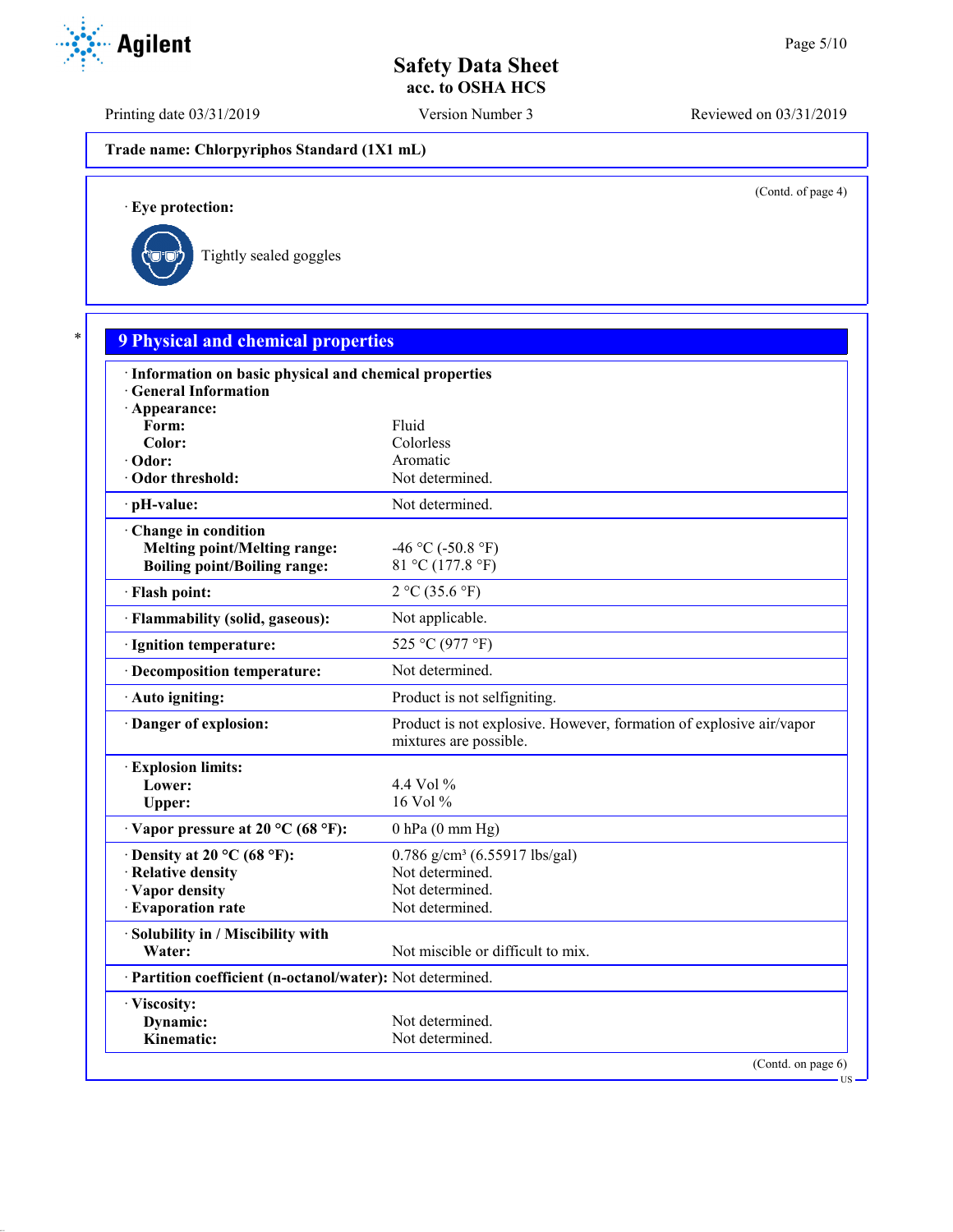Trade name: Chlorpyriphos Standard (1X1 mL)

(Contd. of page 4)

· **Eye protection:**

Tightly sealed goggles

## 9 Physical and chemical properties

| | |
|---|---|
| · **Information on basic physical and chemical properties** | |
| · **General Information** | |
| · **Appearance:** | |
| **Form:** | Fluid |
| **Color:** | Colorless |
| · **Odor:** | Aromatic |
| · **Odor threshold:** | Not determined. |
| · **pH-value:** | Not determined. |
| · **Change in condition** | |
| **Melting point/Melting range:** | -46 °C (-50.8 °F) |
| **Boiling point/Boiling range:** | 81 °C (177.8 °F) |
| · **Flash point:** | 2 °C (35.6 °F) |
| · **Flammability (solid, gaseous):** | Not applicable. |
| · **Ignition temperature:** | 525 °C (977 °F) |
| · **Decomposition temperature:** | Not determined. |
| · **Auto igniting:** | Product is not selfigniting. |
| · **Danger of explosion:** | Product is not explosive. However, formation of explosive air/vapor mixtures are possible. |
| · **Explosion limits:** | |
| **Lower:** | 4.4 Vol % |
| **Upper:** | 16 Vol % |
| · **Vapor pressure at 20 °C (68 °F):** | 0 hPa (0 mm Hg) |
| · **Density at 20 °C (68 °F):** | 0.786 g/cm³ (6.55917 lbs/gal) |
| · **Relative density** | Not determined. |
| · **Vapor density** | Not determined. |
| · **Evaporation rate** | Not determined. |
| · **Solubility in / Miscibility with** | |
| **Water:** | Not miscible or difficult to mix. |
| · **Partition coefficient (n-octanol/water):** | Not determined. |
| · **Viscosity:** | |
| **Dynamic:** | Not determined. |
| **Kinematic:** | Not determined. |

(Contd. on page 6)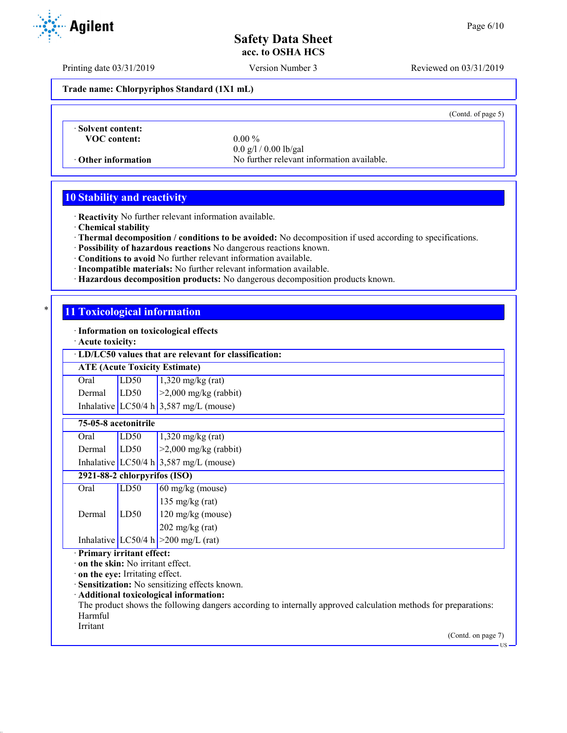Trade name: Chlorpyriphos Standard (1X1 mL)

(Contd. of page 5)

· **Solent content:**

| | |
|---|---|
| **VOC content:** | 0.00 % |
| | 0.0 g/l / 0.00 lb/gal |
| · **Other information** | No further relevant information available. |

## 10 Stability and reactivity

· **Reactivity** No further relevant information available.
· **Chemical stability**
· **Thermal decomposition / conditions to be avoided:** No decomposition if used according to specifications.
· **Possibility of hazardous reactions** No dangerous reactions known.
· **Conditions to avoid** No further relevant information available.
· **Incompatible materials:** No further relevant information available.
· **Hazardous decomposition products:** No dangerous decomposition products known.

## 11 Toxicological information

· **Information on toxicological effects**
· **Acute toxicity:**

· **LD/LC50 values that are relevant for classification:**

| **ATE (Acute Toxicity Estimate)** | | |
|---|---|---|
| Oral | LD50 | 1,320 mg/kg (rat) |
| Dermal | LD50 | >2,000 mg/kg (rabbit) |
| Inhalative | LC50/4 h | 3,587 mg/L (mouse) |
| **75-05-8 acetonitrile** | | |
| Oral | LD50 | 1,320 mg/kg (rat) |
| Dermal | LD50 | >2,000 mg/kg (rabbit) |
| Inhalative | LC50/4 h | 3,587 mg/L (mouse) |
| **2921-88-2 chlorpyrifos (ISO)** | | |
| Oral | LD50 | 60 mg/kg (mouse) |
| | | 135 mg/kg (rat) |
| Dermal | LD50 | 120 mg/kg (mouse) |
| | | 202 mg/kg (rat) |
| Inhalative | LC50/4 h | >200 mg/L (rat) |

· **Primary irritant effect:**
· **on the skin:** No irritant effect.
· **on the eye:** Irritating effect.
· **Sensitization:** No sensitizing effects known.
· **Additional toxicological information:**
The product shows the following dangers according to internally approved calculation methods for preparations:
Harmful
Irritant

(Contd. on page 7)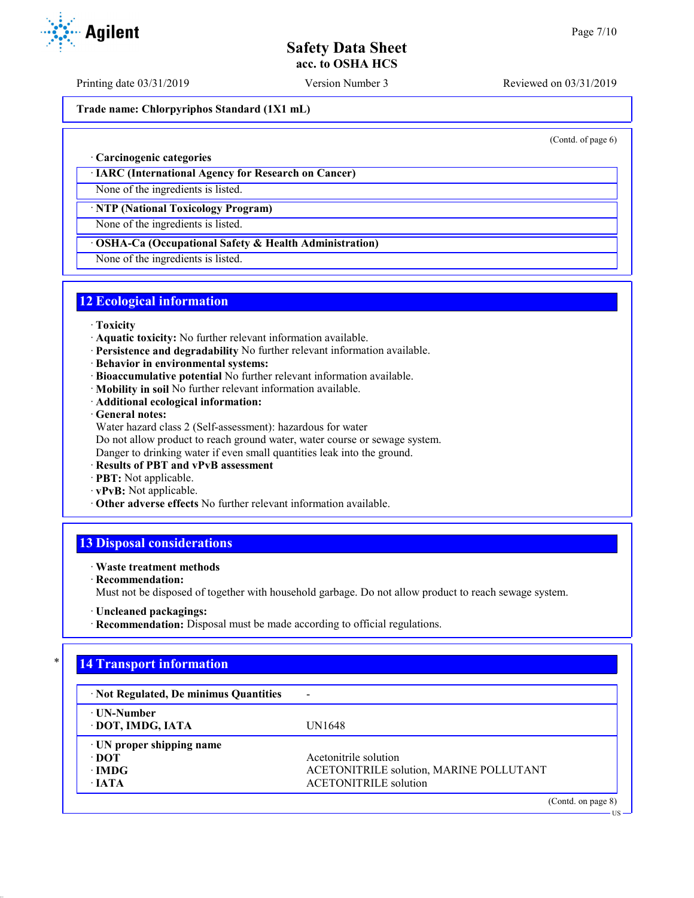**Trade name: Chlorpyriphos Standard (1X1 mL)**

(Contd. of page 6)

· **Carcinogenic categories**

| · IARC (International Agency for Research on Cancer) |
|---|
| None of the ingredients is listed. |

| · NTP (National Toxicology Program) |
|---|
| None of the ingredients is listed. |

| · OSHA-Ca (Occupational Safety & Health Administration) |
|---|
| None of the ingredients is listed. |

## 12 Ecological information

· **Toxicity**
· **Aquatic toxicity:** No further relevant information available.
· **Persistence and degradability** No further relevant information available.
· **Behavior in environmental systems:**
· **Bioaccumulative potential** No further relevant information available.
· **Mobility in soil** No further relevant information available.
· **Additional ecological information:**
· **General notes:**
Water hazard class 2 (Self-assessment): hazardous for water
Do not allow product to reach ground water, water course or sewage system.
Danger to drinking water if even small quantities leak into the ground.
· **Results of PBT and vPvB assessment**
· **PBT:** Not applicable.
· **vPvB:** Not applicable.
· **Other adverse effects** No further relevant information available.

## 13 Disposal considerations

· **Waste treatment methods**
· **Recommendation:**
Must not be disposed of together with household garbage. Do not allow product to reach sewage system.

· **Uncleaned packagings:**
· **Recommendation:** Disposal must be made according to official regulations.

## * 14 Transport information

| · Not Regulated, De minimus Quantities | - |
|---|---|
| · UN-Number<br>· DOT, IMDG, IATA | UN1648 |
| · UN proper shipping name<br>· DOT<br>· IMDG<br>· IATA | <br>Acetonitrile solution<br>ACETONITRILE solution, MARINE POLLUTANT<br>ACETONITRILE solution |

(Contd. on page 8)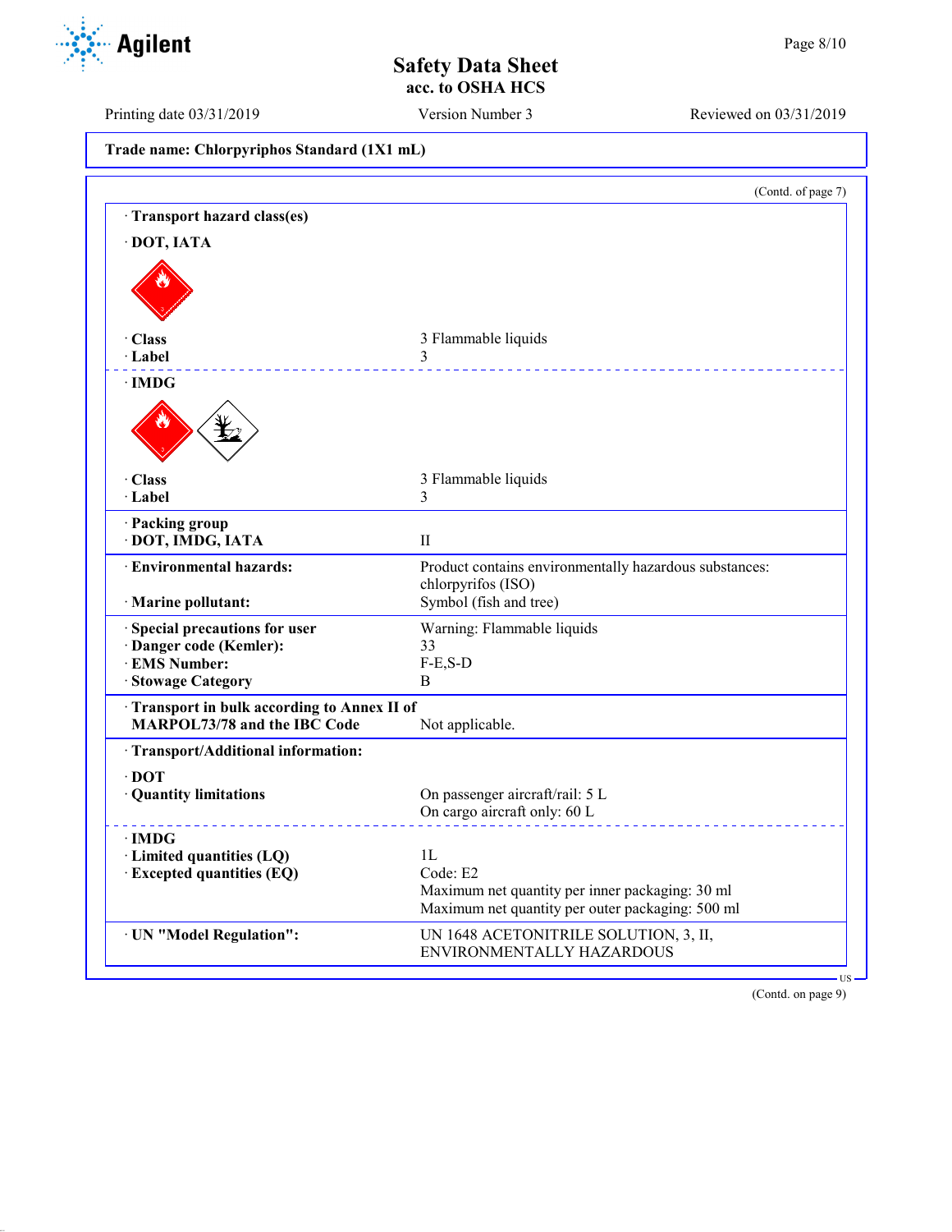**Trade name: Chlorpyriphos Standard (1X1 mL)**

(Contd. of page 7)

· **Transport hazard class(es)**

· **DOT, IATA**

| | |
|---|---|
| · **Class** | 3 Flammable liquids |
| · **Label** | 3 |

· **IMDG**

| | |
|---|---|
| · **Class** | 3 Flammable liquids |
| · **Label** | 3 |

| | |
|---|---|
| · **Packing group** | |
| · **DOT, IMDG, IATA** | II |
| · **Environmental hazards:** | Product contains environmentally hazardous substances: chlorpyrifos (ISO) |
| · **Marine pollutant:** | Symbol (fish and tree) |
| · **Special precautions for user** | Warning: Flammable liquids |
| · **Danger code (Kemler):** | 33 |
| · **EMS Number:** | F-E,S-D |
| · **Stowage Category** | B |
| · **Transport in bulk according to Annex II of MARPOL73/78 and the IBC Code** | Not applicable. |

· **Transport/Additional information:**

· **DOT**

| | |
|---|---|
| · **Quantity limitations** | On passenger aircraft/rail: 5 L<br>On cargo aircraft only: 60 L |

· **IMDG**

| | |
|---|---|
| · **Limited quantities (LQ)** | 1L |
| · **Excepted quantities (EQ)** | Code: E2<br>Maximum net quantity per inner packaging: 30 ml<br>Maximum net quantity per outer packaging: 500 ml |

| | |
|---|---|
| · **UN "Model Regulation":** | UN 1648 ACETONITRILE SOLUTION, 3, II, ENVIRONMENTALLY HAZARDOUS |

(Contd. on page 9)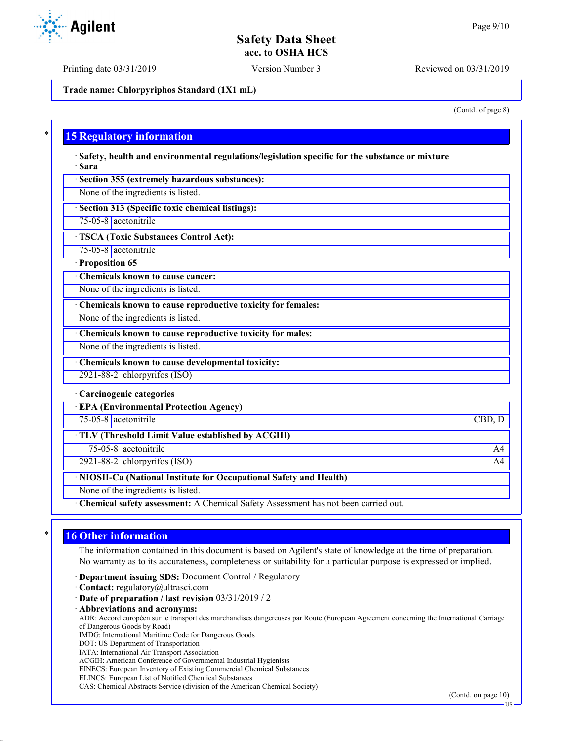(Contd. of page 8)

## 15 Regulatory information

· **Safety, health and environmental regulations/legislation specific for the substance or mixture**
· **Sara**

| · Section 355 (extremely hazardous substances): | |
|---|---|
| None of the ingredients is listed. | |

| · Section 313 (Specific toxic chemical listings): | |
|---|---|
| 75-05-8 | acetonitrile |

| · TSCA (Toxic Substances Control Act): | |
|---|---|
| 75-05-8 | acetonitrile |

· **Proposition 65**

| · Chemicals known to cause cancer: |
|---|
| None of the ingredients is listed. |

| · Chemicals known to cause reproductive toxicity for females: |
|---|
| None of the ingredients is listed. |

| · Chemicals known to cause reproductive toxicity for males: |
|---|
| None of the ingredients is listed. |

| · Chemicals known to cause developmental toxicity: | |
|---|---|
| 2921-88-2 | chlorpyrifos (ISO) |

· **Carcinogenic categories**

| · EPA (Environmental Protection Agency) | | |
|---|---|---|
| 75-05-8 | acetonitrile | CBD, D |

| · TLV (Threshold Limit Value established by ACGIH) | | |
|---|---|---|
| 75-05-8 | acetonitrile | A4 |
| 2921-88-2 | chlorpyrifos (ISO) | A4 |

| · NIOSH-Ca (National Institute for Occupational Safety and Health) |
|---|
| None of the ingredients is listed. |

· **Chemical safety assessment:** A Chemical Safety Assessment has not been carried out.

## 16 Other information

The information contained in this document is based on Agilent's state of knowledge at the time of preparation. No warranty as to its accurateness, completeness or suitability for a particular purpose is expressed or implied.

· **Department issuing SDS:** Document Control / Regulatory
· **Contact:** regulatory@ultrasci.com
· **Date of preparation / last revision** 03/31/2019 / 2
· **Abbreviations and acronyms:**
ADR: Accord européen sur le transport des marchandises dangereuses par Route (European Agreement concerning the International Carriage of Dangerous Goods by Road)
IMDG: International Maritime Code for Dangerous Goods
DOT: US Department of Transportation
IATA: International Air Transport Association
ACGIH: American Conference of Governmental Industrial Hygienists
EINECS: European Inventory of Existing Commercial Chemical Substances
ELINCS: European List of Notified Chemical Substances
CAS: Chemical Abstracts Service (division of the American Chemical Society)

(Contd. on page 10)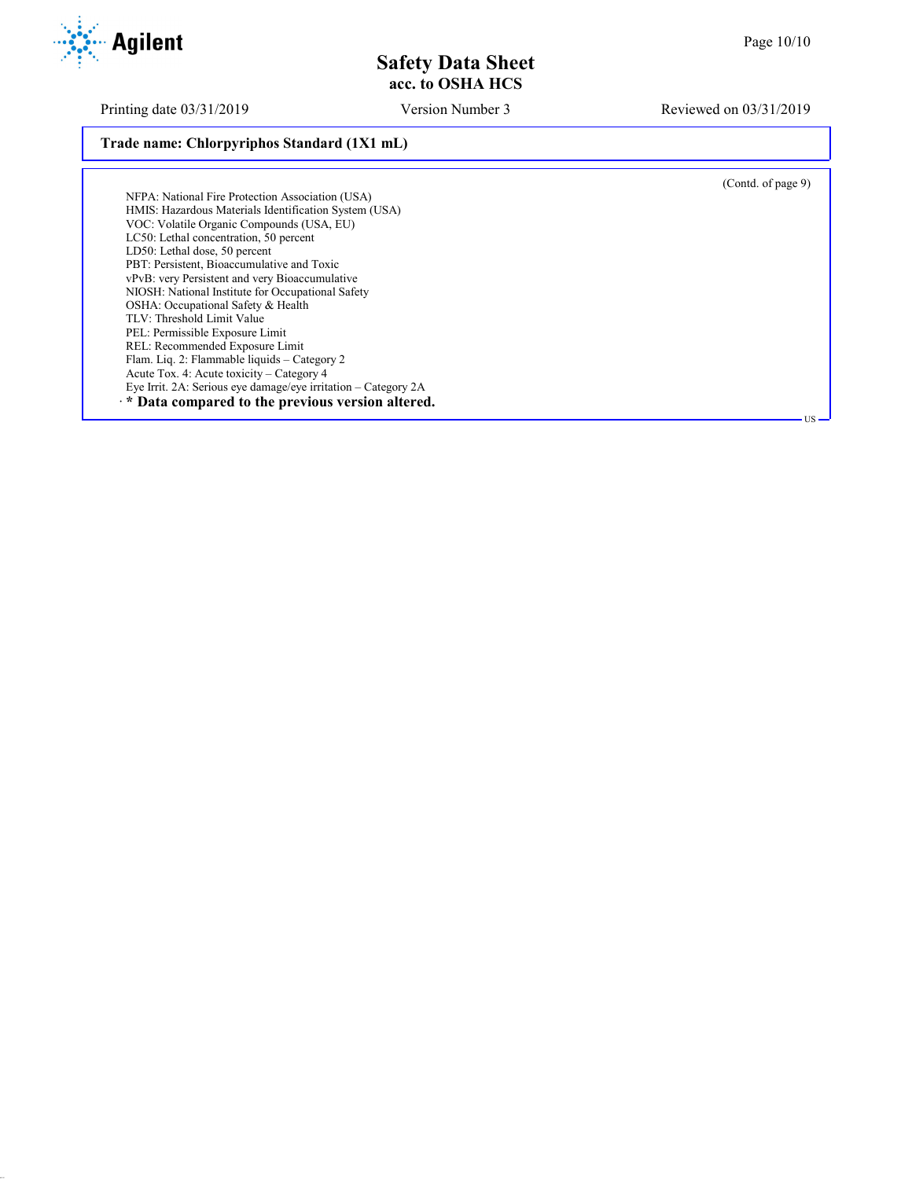NFPA: National Fire Protection Association (USA)
HMIS: Hazardous Materials Identification System (USA)
VOC: Volatile Organic Compounds (USA, EU)
LC50: Lethal concentration, 50 percent
LD50: Lethal dose, 50 percent
PBT: Persistent, Bioaccumulative and Toxic
vPvB: very Persistent and very Bioaccumulative
NIOSH: National Institute for Occupational Safety
OSHA: Occupational Safety & Health
TLV: Threshold Limit Value
PEL: Permissible Exposure Limit
REL: Recommended Exposure Limit
Flam. Liq. 2: Flammable liquids – Category 2
Acute Tox. 4: Acute toxicity – Category 4
Eye Irrit. 2A: Serious eye damage/eye irritation – Category 2A

· **\* Data compared to the previous version altered.**